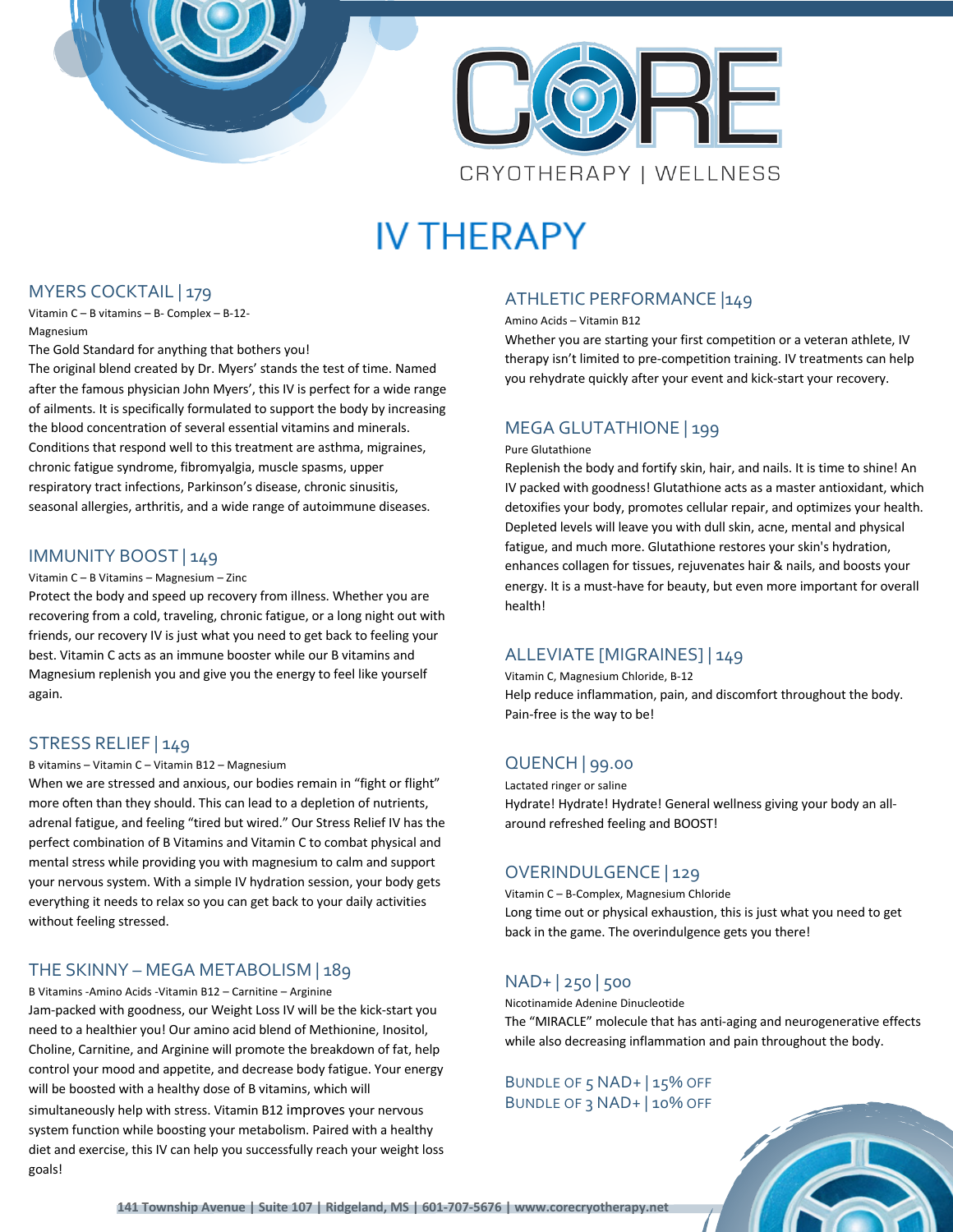CRYOTHERAPY | WELLNESS

# IV THERAPY

## MYERS COCKTAIL | 179

Vitamin C – B vitamins – B- Complex – B-12- Magnesium

The Gold Standard for anything that bothers you!

The original blend created by Dr. Myers' stands the test of time. Named after the famous physician John Myers', this IV is perfect for a wide range of ailments. It is specifically formulated to support the body by increasing the blood concentration of several essential vitamins and minerals. Conditions that respond well to this treatment are asthma, migraines, chronic fatigue syndrome, fibromyalgia, muscle spasms, upper respiratory tract infections, Parkinson's disease, chronic sinusitis, seasonal allergies, arthritis, and a wide range of autoimmune diseases.

## IMMUNITY BOOST | 149

Vitamin C – B Vitamins – Magnesium – Zinc

Protect the body and speed up recovery from illness. Whether you are recovering from a cold, traveling, chronic fatigue, or a long night out with friends, our recovery IV is just what you need to get back to feeling your best. Vitamin C acts as an immune booster while our B vitamins and Magnesium replenish you and give you the energy to feel like yourself again.

## STRESS RELIEF | 149

B vitamins – Vitamin C – Vitamin B12 – Magnesium

When we are stressed and anxious, our bodies remain in "fight or flight" more often than they should. This can lead to a depletion of nutrients, adrenal fatigue, and feeling "tired but wired." Our Stress Relief IV has the perfect combination of B Vitamins and Vitamin C to combat physical and mental stress while providing you with magnesium to calm and support your nervous system. With a simple IV hydration session, your body gets everything it needs to relax so you can get back to your daily activities without feeling stressed.

## THE SKINNY – MEGA METABOLISM | 189

B Vitamins -Amino Acids -Vitamin B12 – Carnitine – Arginine

Jam-packed with goodness, our Weight Loss IV will be the kick-start you need to a healthier you! Our amino acid blend of Methionine, Inositol, Choline, Carnitine, and Arginine will promote the breakdown of fat, help control your mood and appetite, and decrease body fatigue. Your energy will be boosted with a healthy dose of B vitamins, which will simultaneously help with stress. Vitamin B12 improves your nervous system function while boosting your metabolism. Paired with a healthy diet and exercise, this IV can help you successfully reach your weight loss goals!

## ATHLETIC PERFORMANCE |149

Amino Acids – Vitamin B12

Whether you are starting your first competition or a veteran athlete, IV therapy isn't limited to pre-competition training. IV treatments can help you rehydrate quickly after your event and kick-start your recovery.

## MEGA GLUTATHIONE | 199

Pure Glutathione

Replenish the body and fortify skin, hair, and nails. It is time to shine! An IV packed with goodness! Glutathione acts as a master antioxidant, which detoxifies your body, promotes cellular repair, and optimizes your health. Depleted levels will leave you with dull skin, acne, mental and physical fatigue, and much more. Glutathione restores your skin's hydration, enhances collagen for tissues, rejuvenates hair & nails, and boosts your energy. It is a must-have for beauty, but even more important for overall health!

## ALLEVIATE [MIGRAINES] | 149

Vitamin C, Magnesium Chloride, B-12

Help reduce inflammation, pain, and discomfort throughout the body. Pain-free is the way to be!

## QUENCH | 99.00

Lactated ringer or saline

Hydrate! Hydrate! Hydrate! General wellness giving your body an all-around refreshed feeling and BOOST!

## OVERINDULGENCE | 129

Vitamin C – B-Complex, Magnesium Chloride

Long time out or physical exhaustion, this is just what you need to get back in the game. The overindulgence gets you there!

## NAD+ | 250 | 500

Nicotinamide Adenine Dinucleotide

The "MIRACLE" molecule that has anti-aging and neurogenerative effects while also decreasing inflammation and pain throughout the body.

BUNDLE OF 5 NAD+ | 15% OFF

BUNDLE OF 3 NAD+ | 10% OFF

**141 Township Avenue | Suite 107 | Ridgeland, MS | 601-707-5676 | www.corecryotherapy.net**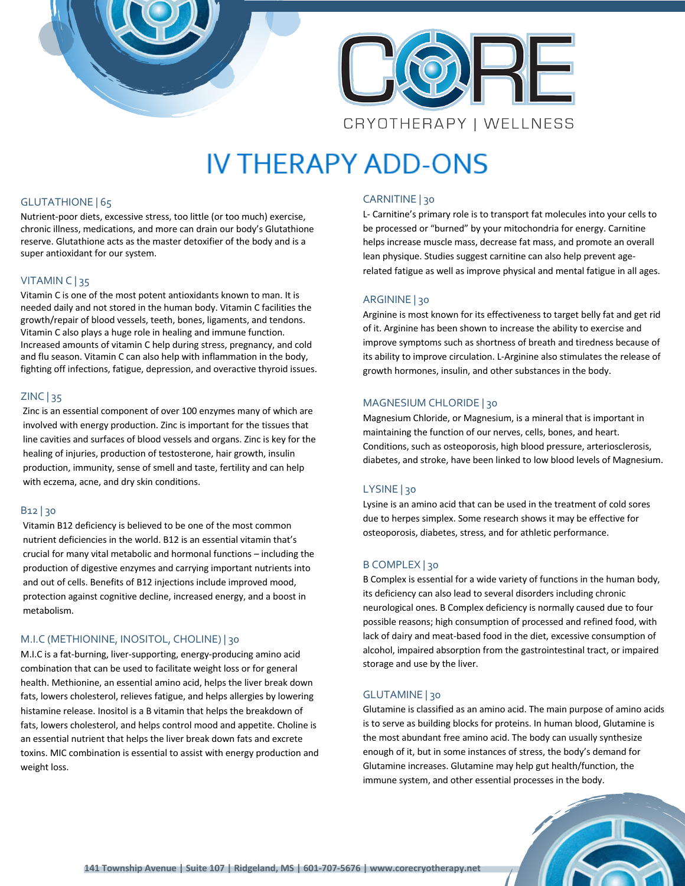CORE

CRYOTHERAPY | WELLNESS

# IV THERAPY ADD-ONS

## GLUTATHIONE | 65

Nutrient-poor diets, excessive stress, too little (or too much) exercise, chronic illness, medications, and more can drain our body's Glutathione reserve. Glutathione acts as the master detoxifier of the body and is a super antioxidant for our system.

## VITAMIN C | 35

Vitamin C is one of the most potent antioxidants known to man. It is needed daily and not stored in the human body. Vitamin C facilities the growth/repair of blood vessels, teeth, bones, ligaments, and tendons. Vitamin C also plays a huge role in healing and immune function. Increased amounts of vitamin C help during stress, pregnancy, and cold and flu season. Vitamin C can also help with inflammation in the body, fighting off infections, fatigue, depression, and overactive thyroid issues.

## ZINC | 35

Zinc is an essential component of over 100 enzymes many of which are involved with energy production. Zinc is important for the tissues that line cavities and surfaces of blood vessels and organs. Zinc is key for the healing of injuries, production of testosterone, hair growth, insulin production, immunity, sense of smell and taste, fertility and can help with eczema, acne, and dry skin conditions.

## B12 | 30

Vitamin B12 deficiency is believed to be one of the most common nutrient deficiencies in the world. B12 is an essential vitamin that's crucial for many vital metabolic and hormonal functions – including the production of digestive enzymes and carrying important nutrients into and out of cells. Benefits of B12 injections include improved mood, protection against cognitive decline, increased energy, and a boost in metabolism.

## M.I.C (METHIONINE, INOSITOL, CHOLINE) | 30

M.I.C is a fat-burning, liver-supporting, energy-producing amino acid combination that can be used to facilitate weight loss or for general health. Methionine, an essential amino acid, helps the liver break down fats, lowers cholesterol, relieves fatigue, and helps allergies by lowering histamine release. Inositol is a B vitamin that helps the breakdown of fats, lowers cholesterol, and helps control mood and appetite. Choline is an essential nutrient that helps the liver break down fats and excrete toxins. MIC combination is essential to assist with energy production and weight loss.

## CARNITINE | 30

L- Carnitine's primary role is to transport fat molecules into your cells to be processed or "burned" by your mitochondria for energy. Carnitine helps increase muscle mass, decrease fat mass, and promote an overall lean physique. Studies suggest carnitine can also help prevent age-related fatigue as well as improve physical and mental fatigue in all ages.

## ARGININE | 30

Arginine is most known for its effectiveness to target belly fat and get rid of it. Arginine has been shown to increase the ability to exercise and improve symptoms such as shortness of breath and tiredness because of its ability to improve circulation. L-Arginine also stimulates the release of growth hormones, insulin, and other substances in the body.

## MAGNESIUM CHLORIDE | 30

Magnesium Chloride, or Magnesium, is a mineral that is important in maintaining the function of our nerves, cells, bones, and heart. Conditions, such as osteoporosis, high blood pressure, arteriosclerosis, diabetes, and stroke, have been linked to low blood levels of Magnesium.

## LYSINE | 30

Lysine is an amino acid that can be used in the treatment of cold sores due to herpes simplex. Some research shows it may be effective for osteoporosis, diabetes, stress, and for athletic performance.

## B COMPLEX | 30

B Complex is essential for a wide variety of functions in the human body, its deficiency can also lead to several disorders including chronic neurological ones. B Complex deficiency is normally caused due to four possible reasons; high consumption of processed and refined food, with lack of dairy and meat-based food in the diet, excessive consumption of alcohol, impaired absorption from the gastrointestinal tract, or impaired storage and use by the liver.

## GLUTAMINE | 30

Glutamine is classified as an amino acid. The main purpose of amino acids is to serve as building blocks for proteins. In human blood, Glutamine is the most abundant free amino acid. The body can usually synthesize enough of it, but in some instances of stress, the body's demand for Glutamine increases. Glutamine may help gut health/function, the immune system, and other essential processes in the body.

**141 Township Avenue | Suite 107 | Ridgeland, MS | 601-707-5676 | www.corecryotherapy.net**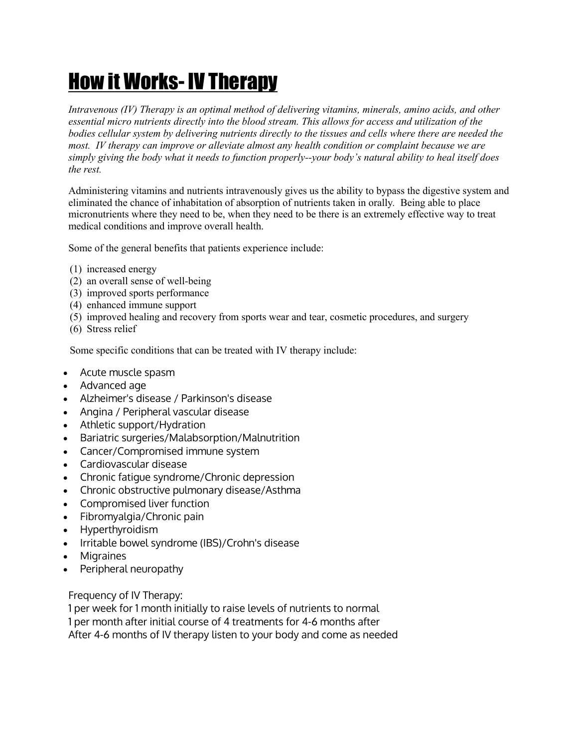# How it Works- IV Therapy

*Intravenous (IV) Therapy is an optimal method of delivering vitamins, minerals, amino acids, and other essential micro nutrients directly into the blood stream. This allows for access and utilization of the bodies cellular system by delivering nutrients directly to the tissues and cells where there are needed the most. IV therapy can improve or alleviate almost any health condition or complaint because we are simply giving the body what it needs to function properly--your body's natural ability to heal itself does the rest.*

Administering vitamins and nutrients intravenously gives us the ability to bypass the digestive system and eliminated the chance of inhabitation of absorption of nutrients taken in orally. Being able to place micronutrients where they need to be, when they need to be there is an extremely effective way to treat medical conditions and improve overall health.

Some of the general benefits that patients experience include:

(1) increased energy
(2) an overall sense of well-being
(3) improved sports performance
(4) enhanced immune support
(5) improved healing and recovery from sports wear and tear, cosmetic procedures, and surgery
(6) Stress relief

Some specific conditions that can be treated with IV therapy include:

- Acute muscle spasm
- Advanced age
- Alzheimer's disease / Parkinson's disease
- Angina / Peripheral vascular disease
- Athletic support/Hydration
- Bariatric surgeries/Malabsorption/Malnutrition
- Cancer/Compromised immune system
- Cardiovascular disease
- Chronic fatigue syndrome/Chronic depression
- Chronic obstructive pulmonary disease/Asthma
- Compromised liver function
- Fibromyalgia/Chronic pain
- Hyperthyroidism
- Irritable bowel syndrome (IBS)/Crohn's disease
- Migraines
- Peripheral neuropathy

Frequency of IV Therapy:
1 per week for 1 month initially to raise levels of nutrients to normal
1 per month after initial course of 4 treatments for 4-6 months after
After 4-6 months of IV therapy listen to your body and come as needed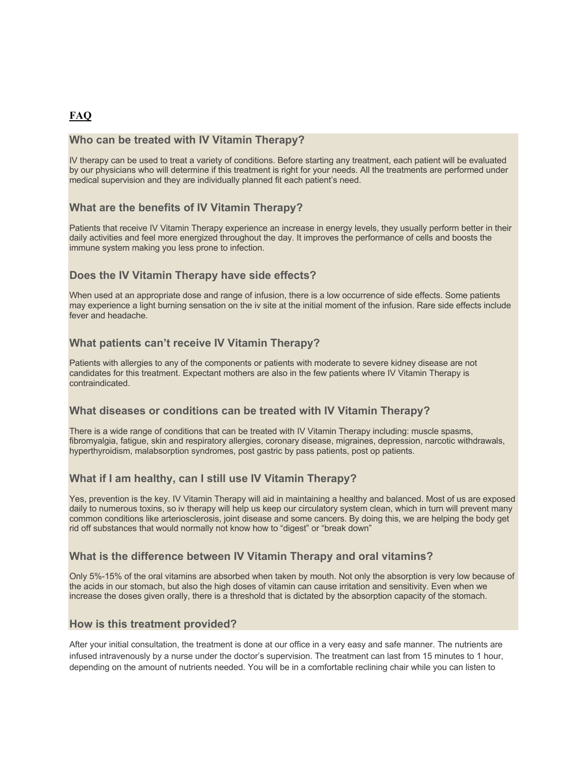**FAQ**

### Who can be treated with IV Vitamin Therapy?

IV therapy can be used to treat a variety of conditions. Before starting any treatment, each patient will be evaluated by our physicians who will determine if this treatment is right for your needs. All the treatments are performed under medical supervision and they are individually planned fit each patient's need.

### What are the benefits of IV Vitamin Therapy?

Patients that receive IV Vitamin Therapy experience an increase in energy levels, they usually perform better in their daily activities and feel more energized throughout the day. It improves the performance of cells and boosts the immune system making you less prone to infection.

### Does the IV Vitamin Therapy have side effects?

When used at an appropriate dose and range of infusion, there is a low occurrence of side effects. Some patients may experience a light burning sensation on the iv site at the initial moment of the infusion. Rare side effects include fever and headache.

### What patients can't receive IV Vitamin Therapy?

Patients with allergies to any of the components or patients with moderate to severe kidney disease are not candidates for this treatment. Expectant mothers are also in the few patients where IV Vitamin Therapy is contraindicated.

### What diseases or conditions can be treated with IV Vitamin Therapy?

There is a wide range of conditions that can be treated with IV Vitamin Therapy including: muscle spasms, fibromyalgia, fatigue, skin and respiratory allergies, coronary disease, migraines, depression, narcotic withdrawals, hyperthyroidism, malabsorption syndromes, post gastric by pass patients, post op patients.

### What if I am healthy, can I still use IV Vitamin Therapy?

Yes, prevention is the key. IV Vitamin Therapy will aid in maintaining a healthy and balanced. Most of us are exposed daily to numerous toxins, so iv therapy will help us keep our circulatory system clean, which in turn will prevent many common conditions like arteriosclerosis, joint disease and some cancers. By doing this, we are helping the body get rid off substances that would normally not know how to "digest" or "break down"

### What is the difference between IV Vitamin Therapy and oral vitamins?

Only 5%-15% of the oral vitamins are absorbed when taken by mouth. Not only the absorption is very low because of the acids in our stomach, but also the high doses of vitamin can cause irritation and sensitivity. Even when we increase the doses given orally, there is a threshold that is dictated by the absorption capacity of the stomach.

### How is this treatment provided?

After your initial consultation, the treatment is done at our office in a very easy and safe manner. The nutrients are infused intravenously by a nurse under the doctor's supervision. The treatment can last from 15 minutes to 1 hour, depending on the amount of nutrients needed. You will be in a comfortable reclining chair while you can listen to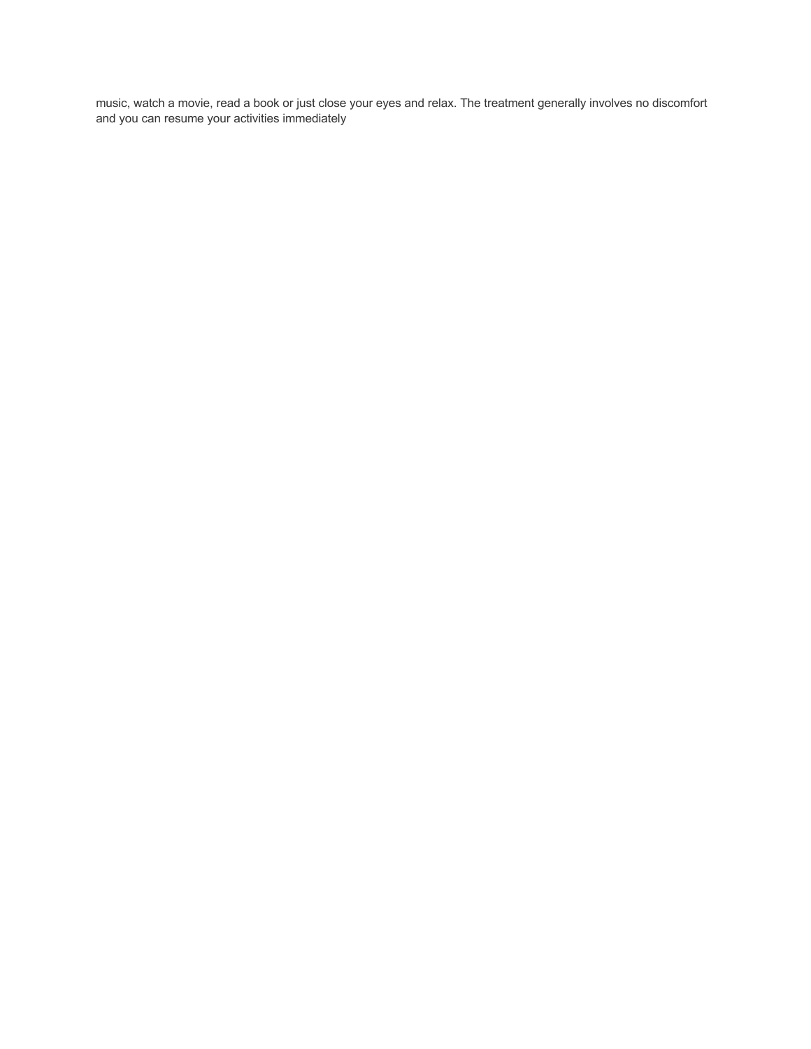music, watch a movie, read a book or just close your eyes and relax. The treatment generally involves no discomfort and you can resume your activities immediately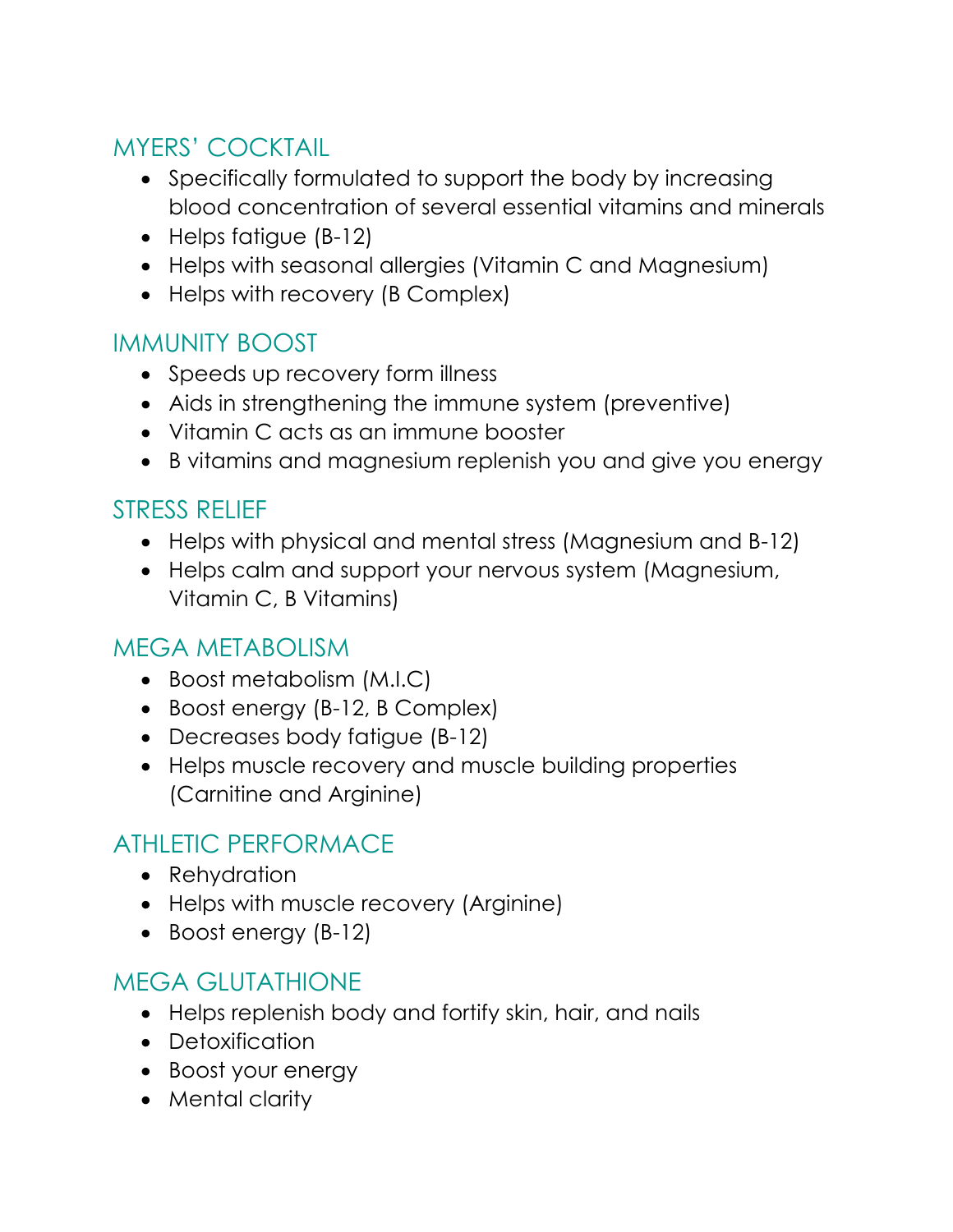## MYERS' COCKTAIL

- Specifically formulated to support the body by increasing blood concentration of several essential vitamins and minerals
- Helps fatigue (B-12)
- Helps with seasonal allergies (Vitamin C and Magnesium)
- Helps with recovery (B Complex)

## IMMUNITY BOOST

- Speeds up recovery form illness
- Aids in strengthening the immune system (preventive)
- Vitamin C acts as an immune booster
- B vitamins and magnesium replenish you and give you energy

## STRESS RELIEF

- Helps with physical and mental stress (Magnesium and B-12)
- Helps calm and support your nervous system (Magnesium, Vitamin C, B Vitamins)

## MEGA METABOLISM

- Boost metabolism (M.I.C)
- Boost energy (B-12, B Complex)
- Decreases body fatigue (B-12)
- Helps muscle recovery and muscle building properties (Carnitine and Arginine)

## ATHLETIC PERFORMACE

- Rehydration
- Helps with muscle recovery (Arginine)
- Boost energy (B-12)

## MEGA GLUTATHIONE

- Helps replenish body and fortify skin, hair, and nails
- Detoxification
- Boost your energy
- Mental clarity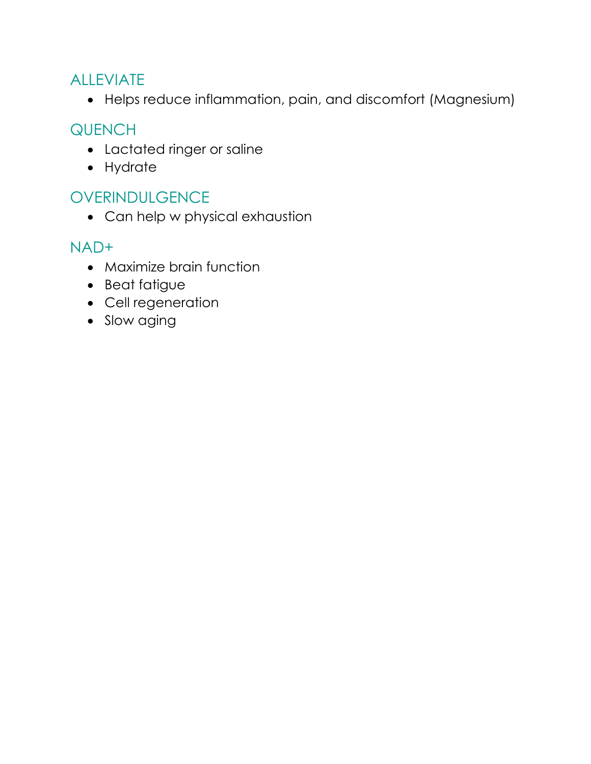## ALLEVIATE

- Helps reduce inflammation, pain, and discomfort (Magnesium)

## QUENCH

- Lactated ringer or saline
- Hydrate

## OVERINDULGENCE

- Can help w physical exhaustion

## NAD+

- Maximize brain function
- Beat fatigue
- Cell regeneration
- Slow aging